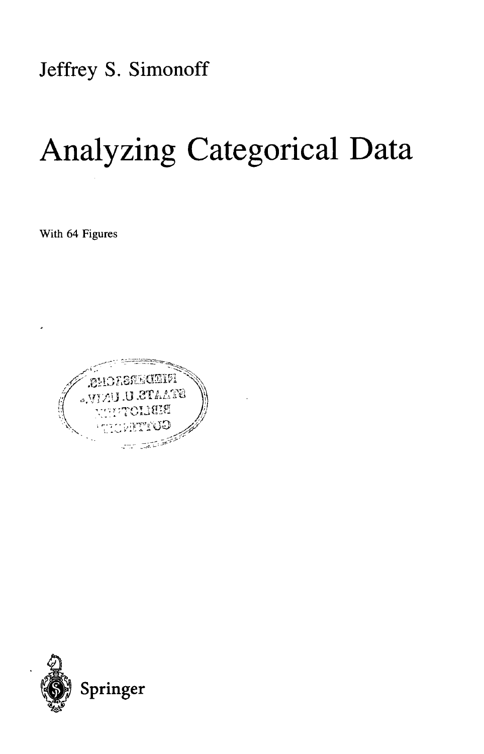Jeffrey S. Simonoff

# Analyzing Categorical Data

With 64 Figures

Springer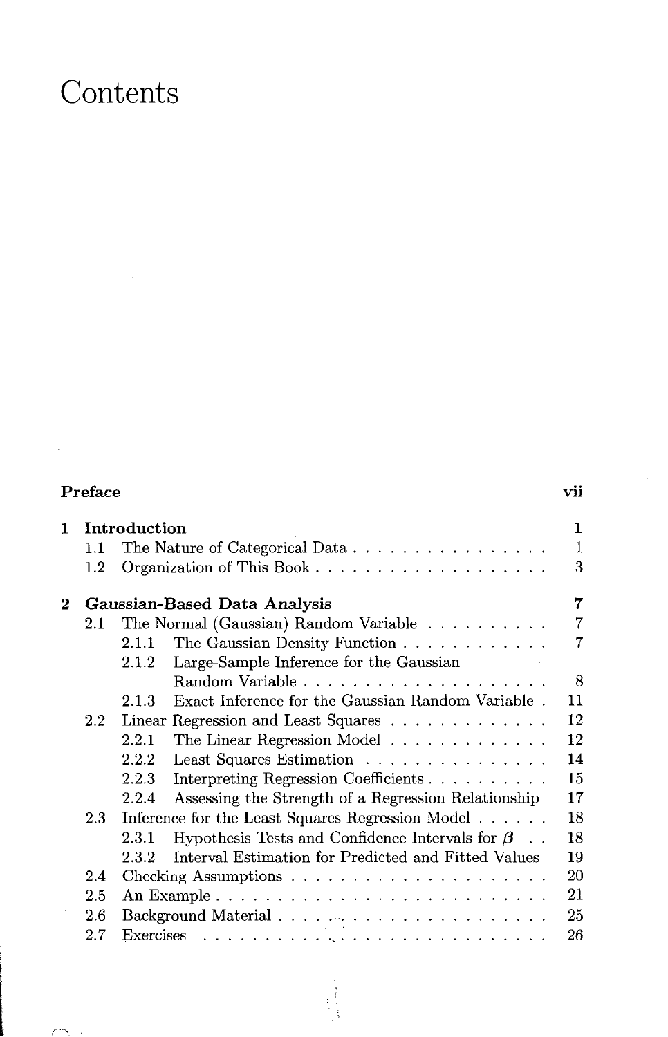# Contents

| | | |
|---|---|---|
| **Preface** | | **vii** |
| **1** | **Introduction** | **1** |
| | 1.1 The Nature of Categorical Data | 1 |
| | 1.2 Organization of This Book | 3 |
| **2** | **Gaussian-Based Data Analysis** | **7** |
| | 2.1 The Normal (Gaussian) Random Variable | 7 |
| | 2.1.1 The Gaussian Density Function | 7 |
| | 2.1.2 Large-Sample Inference for the Gaussian Random Variable | 8 |
| | 2.1.3 Exact Inference for the Gaussian Random Variable | 11 |
| | 2.2 Linear Regression and Least Squares | 12 |
| | 2.2.1 The Linear Regression Model | 12 |
| | 2.2.2 Least Squares Estimation | 14 |
| | 2.2.3 Interpreting Regression Coefficients | 15 |
| | 2.2.4 Assessing the Strength of a Regression Relationship | 17 |
| | 2.3 Inference for the Least Squares Regression Model | 18 |
| | 2.3.1 Hypothesis Tests and Confidence Intervals for $\boldsymbol{\beta}$ | 18 |
| | 2.3.2 Interval Estimation for Predicted and Fitted Values | 19 |
| | 2.4 Checking Assumptions | 20 |
| | 2.5 An Example | 21 |
| | 2.6 Background Material | 25 |
| | 2.7 Exercises | 26 |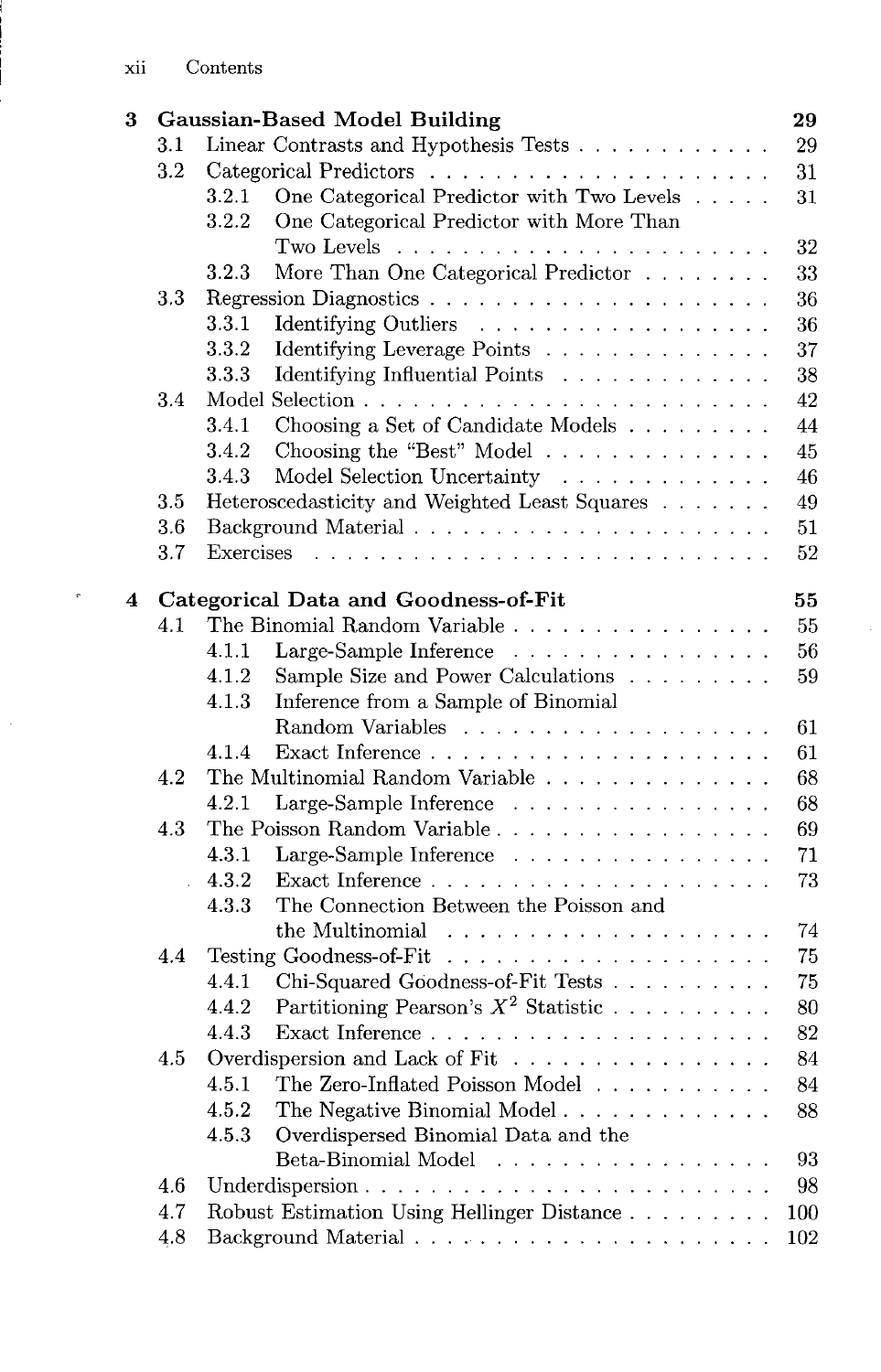**3 Gaussian-Based Model Building** 29

- 3.1 Linear Contrasts and Hypothesis Tests . . . . . . . . . . . . 29
- 3.2 Categorical Predictors . . . . . . . . . . . . . . . . . . . . . . 31
  - 3.2.1 One Categorical Predictor with Two Levels . . . . . 31
  - 3.2.2 One Categorical Predictor with More Than Two Levels . . . . . . . . . . . . . . . . . . . . . . . 32
  - 3.2.3 More Than One Categorical Predictor . . . . . . . . 33
- 3.3 Regression Diagnostics . . . . . . . . . . . . . . . . . . . . . 36
  - 3.3.1 Identifying Outliers . . . . . . . . . . . . . . . . . . 36
  - 3.3.2 Identifying Leverage Points . . . . . . . . . . . . . . 37
  - 3.3.3 Identifying Influential Points . . . . . . . . . . . . . 38
- 3.4 Model Selection . . . . . . . . . . . . . . . . . . . . . . . . . 42
  - 3.4.1 Choosing a Set of Candidate Models . . . . . . . . . 44
  - 3.4.2 Choosing the "Best" Model . . . . . . . . . . . . . . 45
  - 3.4.3 Model Selection Uncertainty . . . . . . . . . . . . . 46
- 3.5 Heteroscedasticity and Weighted Least Squares . . . . . . . 49
- 3.6 Background Material . . . . . . . . . . . . . . . . . . . . . . 51
- 3.7 Exercises . . . . . . . . . . . . . . . . . . . . . . . . . . . . 52

**4 Categorical Data and Goodness-of-Fit** 55

- 4.1 The Binomial Random Variable . . . . . . . . . . . . . . . . 55
  - 4.1.1 Large-Sample Inference . . . . . . . . . . . . . . . . 56
  - 4.1.2 Sample Size and Power Calculations . . . . . . . . . 59
  - 4.1.3 Inference from a Sample of Binomial Random Variables . . . . . . . . . . . . . . . . . . . 61
  - 4.1.4 Exact Inference . . . . . . . . . . . . . . . . . . . . . 61
- 4.2 The Multinomial Random Variable . . . . . . . . . . . . . . 68
  - 4.2.1 Large-Sample Inference . . . . . . . . . . . . . . . . 68
- 4.3 The Poisson Random Variable . . . . . . . . . . . . . . . . . 69
  - 4.3.1 Large-Sample Inference . . . . . . . . . . . . . . . . 71
  - 4.3.2 Exact Inference . . . . . . . . . . . . . . . . . . . . . 73
  - 4.3.3 The Connection Between the Poisson and the Multinomial . . . . . . . . . . . . . . . . . . . . . 74
- 4.4 Testing Goodness-of-Fit . . . . . . . . . . . . . . . . . . . . 75
  - 4.4.1 Chi-Squared Goodness-of-Fit Tests . . . . . . . . . . 75
  - 4.4.2 Partitioning Pearson's $X^2$ Statistic . . . . . . . . . . 80
  - 4.4.3 Exact Inference . . . . . . . . . . . . . . . . . . . . . 82
- 4.5 Overdispersion and Lack of Fit . . . . . . . . . . . . . . . . 84
  - 4.5.1 The Zero-Inflated Poisson Model . . . . . . . . . . . 84
  - 4.5.2 The Negative Binomial Model . . . . . . . . . . . . . 88
  - 4.5.3 Overdispersed Binomial Data and the Beta-Binomial Model . . . . . . . . . . . . . . . . . 93
- 4.6 Underdispersion . . . . . . . . . . . . . . . . . . . . . . . . . 98
- 4.7 Robust Estimation Using Hellinger Distance . . . . . . . . . 100
- 4.8 Background Material . . . . . . . . . . . . . . . . . . . . . . 102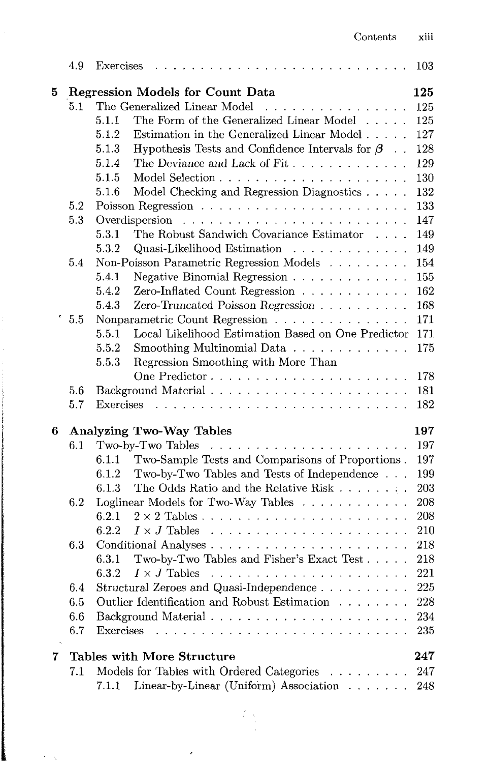4.9 Exercises . . . . . . . . . . . . . . . . . . . . . . . . . . . 103

**5 Regression Models for Count Data** **125**

5.1 The Generalized Linear Model . . . . . . . . . . . . . . . . 125

5.1.1 The Form of the Generalized Linear Model . . . . . 125

5.1.2 Estimation in the Generalized Linear Model . . . . . 127

5.1.3 Hypothesis Tests and Confidence Intervals for $\boldsymbol{\beta}$ . . 128

5.1.4 The Deviance and Lack of Fit . . . . . . . . . . . . . 129

5.1.5 Model Selection . . . . . . . . . . . . . . . . . . . . . 130

5.1.6 Model Checking and Regression Diagnostics . . . . . 132

5.2 Poisson Regression . . . . . . . . . . . . . . . . . . . . . . . 133

5.3 Overdispersion . . . . . . . . . . . . . . . . . . . . . . . . . 147

5.3.1 The Robust Sandwich Covariance Estimator . . . . 149

5.3.2 Quasi-Likelihood Estimation . . . . . . . . . . . . . 149

5.4 Non-Poisson Parametric Regression Models . . . . . . . . . 154

5.4.1 Negative Binomial Regression . . . . . . . . . . . . . 155

5.4.2 Zero-Inflated Count Regression . . . . . . . . . . . . 162

5.4.3 Zero-Truncated Poisson Regression . . . . . . . . . . 168

5.5 Nonparametric Count Regression . . . . . . . . . . . . . . . 171

5.5.1 Local Likelihood Estimation Based on One Predictor 171

5.5.2 Smoothing Multinomial Data . . . . . . . . . . . . . 175

5.5.3 Regression Smoothing with More Than One Predictor . . . . . . . . . . . . . . . . . . . . . . 178

5.6 Background Material . . . . . . . . . . . . . . . . . . . . . . 181

5.7 Exercises . . . . . . . . . . . . . . . . . . . . . . . . . . . . 182

**6 Analyzing Two-Way Tables** **197**

6.1 Two-by-Two Tables . . . . . . . . . . . . . . . . . . . . . . 197

6.1.1 Two-Sample Tests and Comparisons of Proportions . 197

6.1.2 Two-by-Two Tables and Tests of Independence . . . 199

6.1.3 The Odds Ratio and the Relative Risk . . . . . . . . 203

6.2 Loglinear Models for Two-Way Tables . . . . . . . . . . . . 208

6.2.1 $2 \times 2$ Tables . . . . . . . . . . . . . . . . . . . . . . 208

6.2.2 $I \times J$ Tables . . . . . . . . . . . . . . . . . . . . . . 210

6.3 Conditional Analyses . . . . . . . . . . . . . . . . . . . . . . 218

6.3.1 Two-by-Two Tables and Fisher's Exact Test . . . . . 218

6.3.2 $I \times J$ Tables . . . . . . . . . . . . . . . . . . . . . . 221

6.4 Structural Zeroes and Quasi-Independence . . . . . . . . . . 225

6.5 Outlier Identification and Robust Estimation . . . . . . . . 228

6.6 Background Material . . . . . . . . . . . . . . . . . . . . . . 234

6.7 Exercises . . . . . . . . . . . . . . . . . . . . . . . . . . . . 235

**7 Tables with More Structure** **247**

7.1 Models for Tables with Ordered Categories . . . . . . . . . 247

7.1.1 Linear-by-Linear (Uniform) Association . . . . . . . 248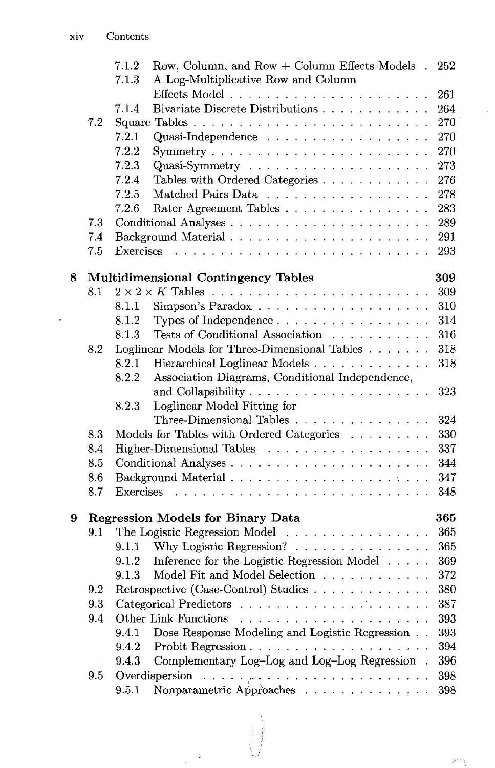7.1.2 Row, Column, and Row + Column Effects Models . 252
7.1.3 A Log-Multiplicative Row and Column Effects Model . . . . . . . . . . . . . . . . . . . . . 261
7.1.4 Bivariate Discrete Distributions . . . . . . . . . . . . 264

7.2 Square Tables . . . . . . . . . . . . . . . . . . . . . . . . . 270
7.2.1 Quasi-Independence . . . . . . . . . . . . . . . . . . 270
7.2.2 Symmetry . . . . . . . . . . . . . . . . . . . . . . . . 270
7.2.3 Quasi-Symmetry . . . . . . . . . . . . . . . . . . . . 273
7.2.4 Tables with Ordered Categories . . . . . . . . . . . . 276
7.2.5 Matched Pairs Data . . . . . . . . . . . . . . . . . . 278
7.2.6 Rater Agreement Tables . . . . . . . . . . . . . . . . 283

7.3 Conditional Analyses . . . . . . . . . . . . . . . . . . . . . 289
7.4 Background Material . . . . . . . . . . . . . . . . . . . . . 291
7.5 Exercises . . . . . . . . . . . . . . . . . . . . . . . . . . . 293

**8 Multidimensional Contingency Tables 309**

8.1 $2 \times 2 \times K$ Tables . . . . . . . . . . . . . . . . . . . . . . . 309
8.1.1 Simpson's Paradox . . . . . . . . . . . . . . . . . . . 310
8.1.2 Types of Independence . . . . . . . . . . . . . . . . . 314
8.1.3 Tests of Conditional Association . . . . . . . . . . . 316

8.2 Loglinear Models for Three-Dimensional Tables . . . . . . . 318
8.2.1 Hierarchical Loglinear Models . . . . . . . . . . . . . 318
8.2.2 Association Diagrams, Conditional Independence, and Collapsibility . . . . . . . . . . . . . . . . . . . . 323
8.2.3 Loglinear Model Fitting for Three-Dimensional Tables . . . . . . . . . . . . . . . 324

8.3 Models for Tables with Ordered Categories . . . . . . . . . 330
8.4 Higher-Dimensional Tables . . . . . . . . . . . . . . . . . . 337
8.5 Conditional Analyses . . . . . . . . . . . . . . . . . . . . . 344
8.6 Background Material . . . . . . . . . . . . . . . . . . . . . 347
8.7 Exercises . . . . . . . . . . . . . . . . . . . . . . . . . . . 348

**9 Regression Models for Binary Data 365**

9.1 The Logistic Regression Model . . . . . . . . . . . . . . . . 365
9.1.1 Why Logistic Regression? . . . . . . . . . . . . . . . 365
9.1.2 Inference for the Logistic Regression Model . . . . . 369
9.1.3 Model Fit and Model Selection . . . . . . . . . . . . 372

9.2 Retrospective (Case-Control) Studies . . . . . . . . . . . . . 380
9.3 Categorical Predictors . . . . . . . . . . . . . . . . . . . . . 387
9.4 Other Link Functions . . . . . . . . . . . . . . . . . . . . . 393
9.4.1 Dose Response Modeling and Logistic Regression . . 393
9.4.2 Probit Regression . . . . . . . . . . . . . . . . . . . . 394
9.4.3 Complementary Log–Log and Log–Log Regression . 396

9.5 Overdispersion . . . . . . . . . . . . . . . . . . . . . . . . . 398
9.5.1 Nonparametric Approaches . . . . . . . . . . . . . . 398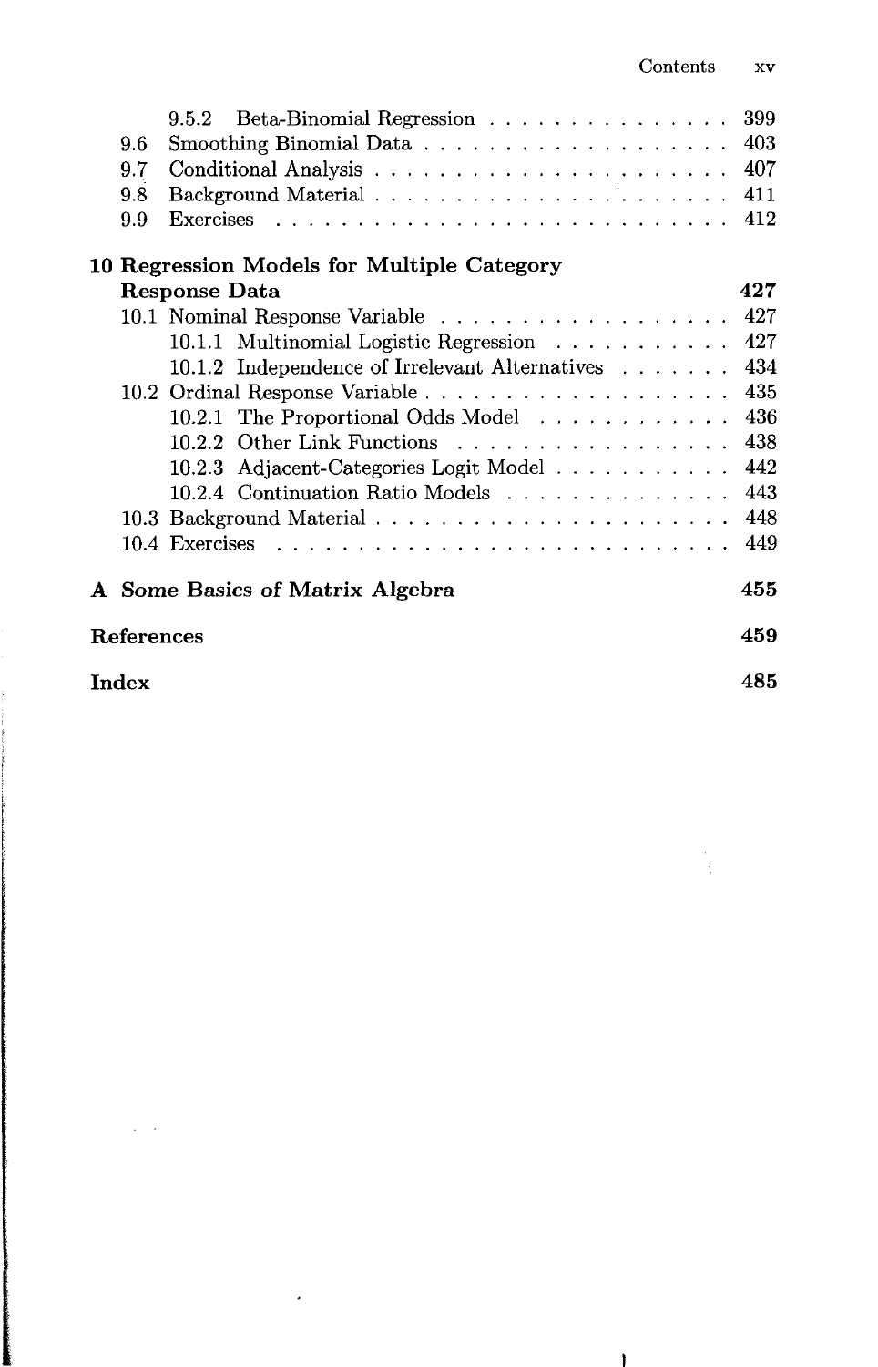9.5.2 Beta-Binomial Regression . . . . . . . . . . . . . . . 399
9.6 Smoothing Binomial Data . . . . . . . . . . . . . . . . . . . 403
9.7 Conditional Analysis . . . . . . . . . . . . . . . . . . . . . . 407
9.8 Background Material . . . . . . . . . . . . . . . . . . . . . . 411
9.9 Exercises . . . . . . . . . . . . . . . . . . . . . . . . . . . . 412

**10 Regression Models for Multiple Category Response Data** **427**

10.1 Nominal Response Variable . . . . . . . . . . . . . . . . . . 427
10.1.1 Multinomial Logistic Regression . . . . . . . . . . . 427
10.1.2 Independence of Irrelevant Alternatives . . . . . . . 434
10.2 Ordinal Response Variable . . . . . . . . . . . . . . . . . . . 435
10.2.1 The Proportional Odds Model . . . . . . . . . . . . 436
10.2.2 Other Link Functions . . . . . . . . . . . . . . . . . 438
10.2.3 Adjacent-Categories Logit Model . . . . . . . . . . . 442
10.2.4 Continuation Ratio Models . . . . . . . . . . . . . . 443
10.3 Background Material . . . . . . . . . . . . . . . . . . . . . . 448
10.4 Exercises . . . . . . . . . . . . . . . . . . . . . . . . . . . . 449

**A Some Basics of Matrix Algebra** **455**

**References** **459**

**Index** **485**